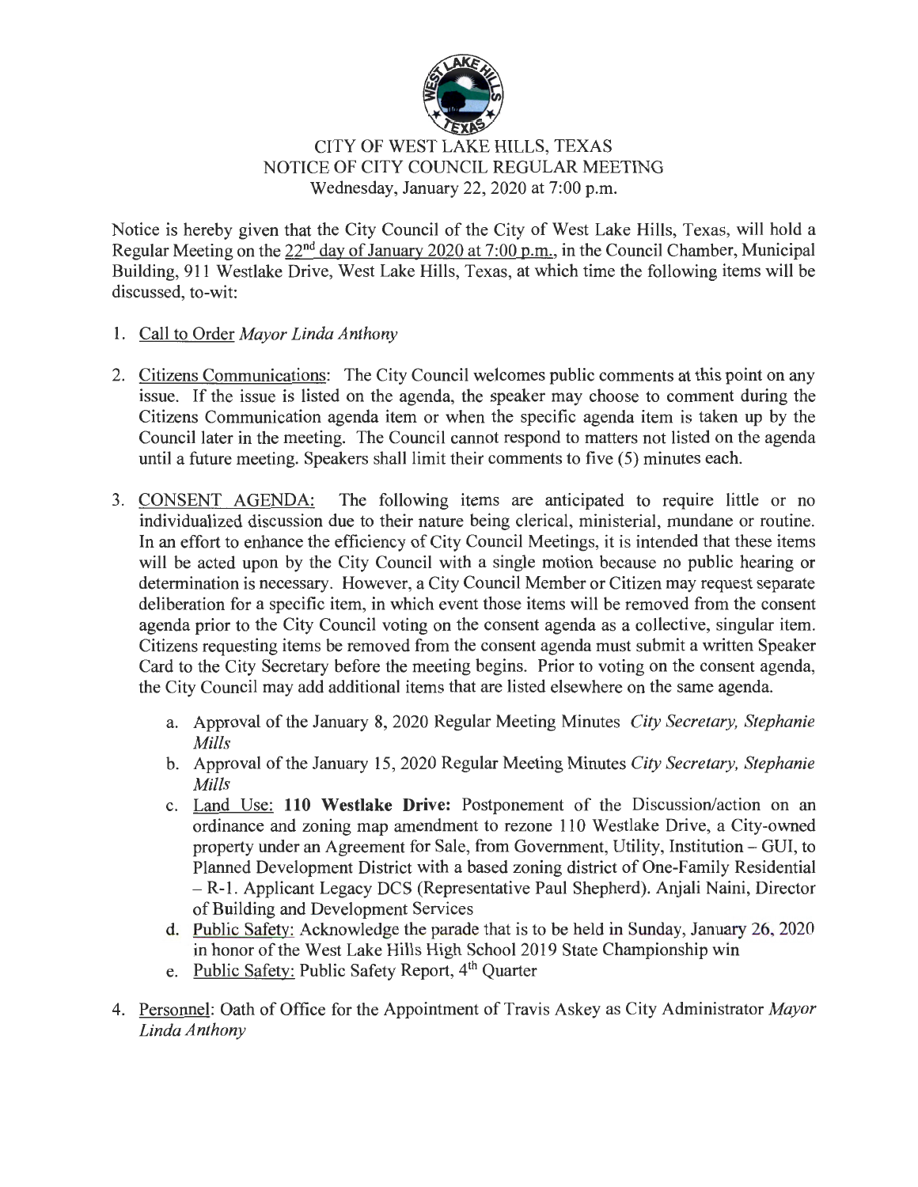# CITY OF WEST LAKE HILLS, TEXAS
## NOTICE OF CITY COUNCIL REGULAR MEETING
### Wednesday, January 22, 2020 at 7:00 p.m.

Notice is hereby given that the City Council of the City of West Lake Hills, Texas, will hold a Regular Meeting on the 22nd day of January 2020 at 7:00 p.m., in the Council Chamber, Municipal Building, 911 Westlake Drive, West Lake Hills, Texas, at which time the following items will be discussed, to-wit:

1. Call to Order *Mayor Linda Anthony*

2. Citizens Communications: The City Council welcomes public comments at this point on any issue. If the issue is listed on the agenda, the speaker may choose to comment during the Citizens Communication agenda item or when the specific agenda item is taken up by the Council later in the meeting. The Council cannot respond to matters not listed on the agenda until a future meeting. Speakers shall limit their comments to five (5) minutes each.

3. CONSENT AGENDA: The following items are anticipated to require little or no individualized discussion due to their nature being clerical, ministerial, mundane or routine. In an effort to enhance the efficiency of City Council Meetings, it is intended that these items will be acted upon by the City Council with a single motion because no public hearing or determination is necessary. However, a City Council Member or Citizen may request separate deliberation for a specific item, in which event those items will be removed from the consent agenda prior to the City Council voting on the consent agenda as a collective, singular item. Citizens requesting items be removed from the consent agenda must submit a written Speaker Card to the City Secretary before the meeting begins. Prior to voting on the consent agenda, the City Council may add additional items that are listed elsewhere on the same agenda.

   a. Approval of the January 8, 2020 Regular Meeting Minutes *City Secretary, Stephanie Mills*

   b. Approval of the January 15, 2020 Regular Meeting Minutes *City Secretary, Stephanie Mills*

   c. Land Use: **110 Westlake Drive:** Postponement of the Discussion/action on an ordinance and zoning map amendment to rezone 110 Westlake Drive, a City-owned property under an Agreement for Sale, from Government, Utility, Institution – GUI, to Planned Development District with a based zoning district of One-Family Residential – R-1. Applicant Legacy DCS (Representative Paul Shepherd). Anjali Naini, Director of Building and Development Services

   d. Public Safety: Acknowledge the parade that is to be held in Sunday, January 26, 2020 in honor of the West Lake Hills High School 2019 State Championship win

   e. Public Safety: Public Safety Report, 4th Quarter

4. Personnel: Oath of Office for the Appointment of Travis Askey as City Administrator *Mayor Linda Anthony*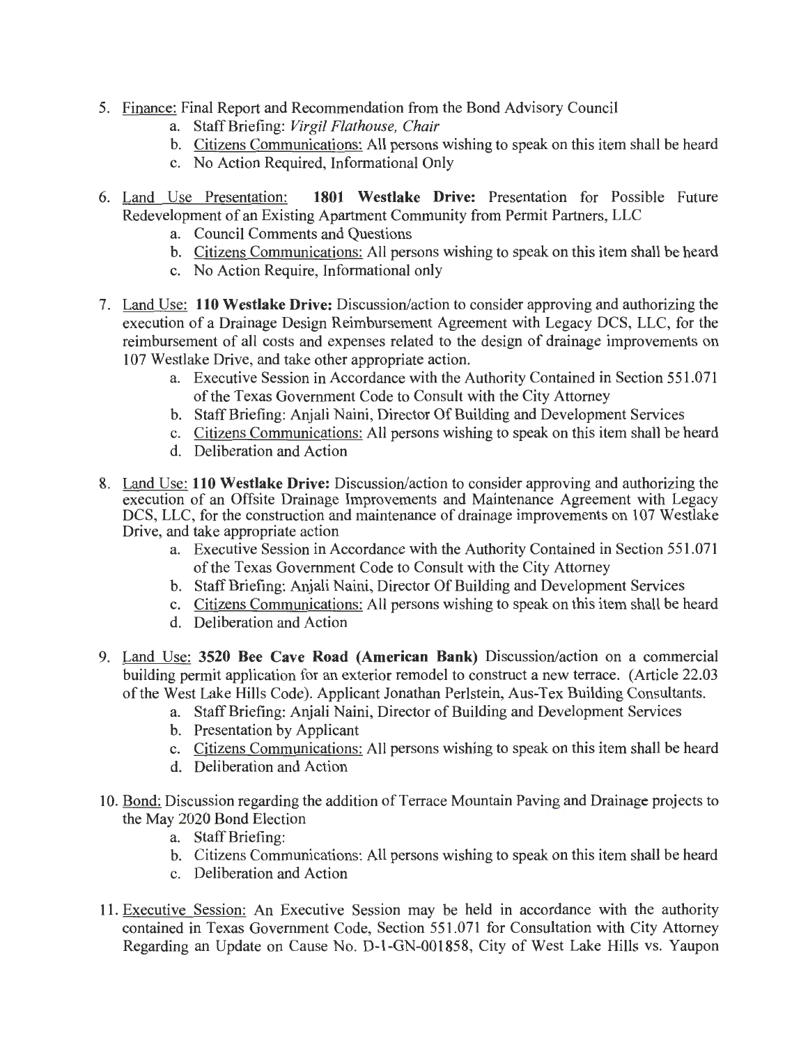5. Finance: Final Report and Recommendation from the Bond Advisory Council
    a. Staff Briefing: *Virgil Flathouse, Chair*
    b. Citizens Communications: All persons wishing to speak on this item shall be heard
    c. No Action Required, Informational Only

6. Land Use Presentation: **1801 Westlake Drive:** Presentation for Possible Future Redevelopment of an Existing Apartment Community from Permit Partners, LLC
    a. Council Comments and Questions
    b. Citizens Communications: All persons wishing to speak on this item shall be heard
    c. No Action Require, Informational only

7. Land Use: **110 Westlake Drive:** Discussion/action to consider approving and authorizing the execution of a Drainage Design Reimbursement Agreement with Legacy DCS, LLC, for the reimbursement of all costs and expenses related to the design of drainage improvements on 107 Westlake Drive, and take other appropriate action.
    a. Executive Session in Accordance with the Authority Contained in Section 551.071 of the Texas Government Code to Consult with the City Attorney
    b. Staff Briefing: Anjali Naini, Director Of Building and Development Services
    c. Citizens Communications: All persons wishing to speak on this item shall be heard
    d. Deliberation and Action

8. Land Use: **110 Westlake Drive:** Discussion/action to consider approving and authorizing the execution of an Offsite Drainage Improvements and Maintenance Agreement with Legacy DCS, LLC, for the construction and maintenance of drainage improvements on 107 Westlake Drive, and take appropriate action
    a. Executive Session in Accordance with the Authority Contained in Section 551.071 of the Texas Government Code to Consult with the City Attorney
    b. Staff Briefing: Anjali Naini, Director Of Building and Development Services
    c. Citizens Communications: All persons wishing to speak on this item shall be heard
    d. Deliberation and Action

9. Land Use: **3520 Bee Cave Road (American Bank)** Discussion/action on a commercial building permit application for an exterior remodel to construct a new terrace. (Article 22.03 of the West Lake Hills Code). Applicant Jonathan Perlstein, Aus-Tex Building Consultants.
    a. Staff Briefing: Anjali Naini, Director of Building and Development Services
    b. Presentation by Applicant
    c. Citizens Communications: All persons wishing to speak on this item shall be heard
    d. Deliberation and Action

10. Bond: Discussion regarding the addition of Terrace Mountain Paving and Drainage projects to the May 2020 Bond Election
    a. Staff Briefing:
    b. Citizens Communications: All persons wishing to speak on this item shall be heard
    c. Deliberation and Action

11. Executive Session: An Executive Session may be held in accordance with the authority contained in Texas Government Code, Section 551.071 for Consultation with City Attorney Regarding an Update on Cause No. D-1-GN-001858, City of West Lake Hills vs. Yaupon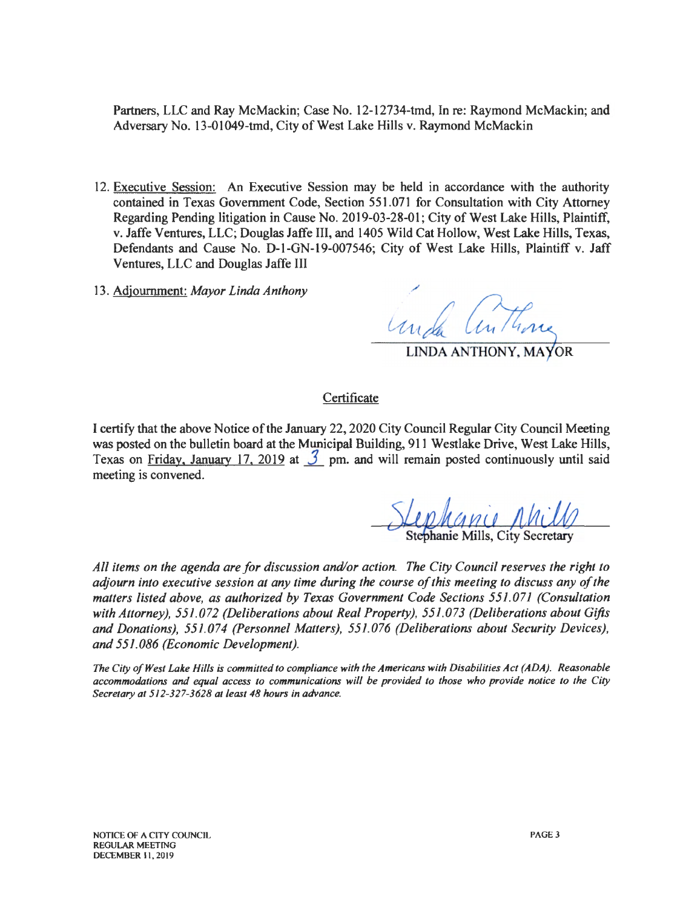Partners, LLC and Ray McMackin; Case No. 12-12734-tmd, In re: Raymond McMackin; and Adversary No. 13-01049-tmd, City of West Lake Hills v. Raymond McMackin

12. Executive Session: An Executive Session may be held in accordance with the authority contained in Texas Government Code, Section 551.071 for Consultation with City Attorney Regarding Pending litigation in Cause No. 2019-03-28-01; City of West Lake Hills, Plaintiff, v. Jaffe Ventures, LLC; Douglas Jaffe III, and 1405 Wild Cat Hollow, West Lake Hills, Texas, Defendants and Cause No. D-1-GN-19-007546; City of West Lake Hills, Plaintiff v. Jaff Ventures, LLC and Douglas Jaffe III

13. Adjournment: *Mayor Linda Anthony*

LINDA ANTHONY, MAYOR

## Certificate

I certify that the above Notice of the January 22, 2020 City Council Regular City Council Meeting was posted on the bulletin board at the Municipal Building, 911 Westlake Drive, West Lake Hills, Texas on Friday, January 17, 2019 at 3 pm. and will remain posted continuously until said meeting is convened.

Stephanie Mills, City Secretary

*All items on the agenda are for discussion and/or action. The City Council reserves the right to adjourn into executive session at any time during the course of this meeting to discuss any of the matters listed above, as authorized by Texas Government Code Sections 551.071 (Consultation with Attorney), 551.072 (Deliberations about Real Property), 551.073 (Deliberations about Gifts and Donations), 551.074 (Personnel Matters), 551.076 (Deliberations about Security Devices), and 551.086 (Economic Development).*

*The City of West Lake Hills is committed to compliance with the Americans with Disabilities Act (ADA). Reasonable accommodations and equal access to communications will be provided to those who provide notice to the City Secretary at 512-327-3628 at least 48 hours in advance.*